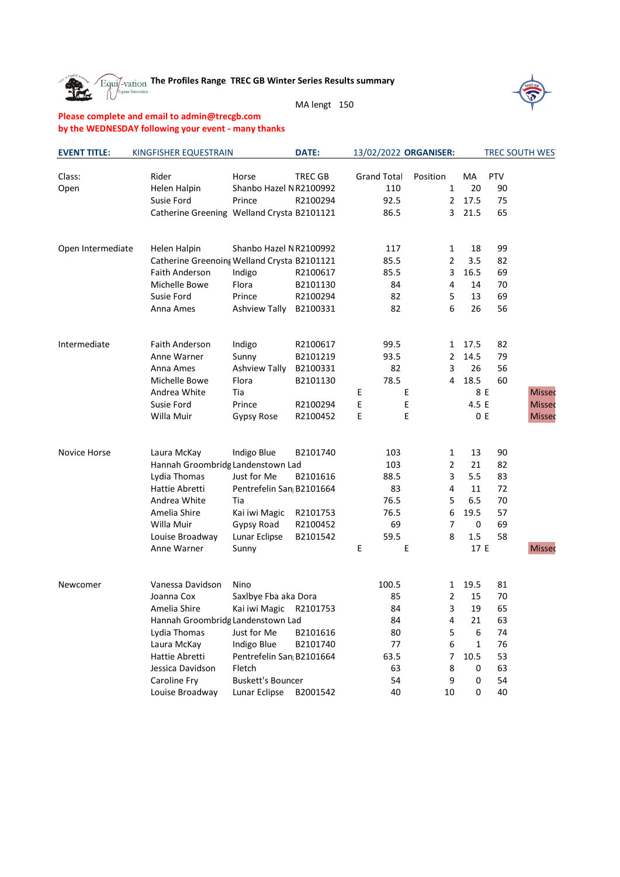**The Profiles Range TREC GB Winter Series Results summary**

MA lengt 150

**Please complete and email to admin@trecgb.com**
**by the WEDNESDAY following your event - many thanks**

| **EVENT TITLE:** | KINGFISHER EQUESTRAIN | | **DATE:** | 13/02/2022 | **ORGANISER:** | | TREC SOUTH WES | |
|---|---|---|---|---|---|---|---|---|
| Class: | Rider | Horse | TREC GB | Grand Total | Position | MA | PTV | |
| Open | Helen Halpin | Shanbo Hazel N | R2100992 | 110 | 1 | 20 | 90 | |
| | Susie Ford | Prince | R2100294 | 92.5 | 2 | 17.5 | 75 | |
| | Catherine Greening | Welland Crysta | B2101121 | 86.5 | 3 | 21.5 | 65 | |
| | | | | | | | | |
| Open Intermediate | Helen Halpin | Shanbo Hazel N | R2100992 | 117 | 1 | 18 | 99 | |
| | Catherine Greening | Welland Crysta | B2101121 | 85.5 | 2 | 3.5 | 82 | |
| | Faith Anderson | Indigo | R2100617 | 85.5 | 3 | 16.5 | 69 | |
| | Michelle Bowe | Flora | B2101130 | 84 | 4 | 14 | 70 | |
| | Susie Ford | Prince | R2100294 | 82 | 5 | 13 | 69 | |
| | Anna Ames | Ashview Tally | B2100331 | 82 | 6 | 26 | 56 | |
| | | | | | | | | |
| Intermediate | Faith Anderson | Indigo | R2100617 | 99.5 | 1 | 17.5 | 82 | |
| | Anne Warner | Sunny | B2101219 | 93.5 | 2 | 14.5 | 79 | |
| | Anna Ames | Ashview Tally | B2100331 | 82 | 3 | 26 | 56 | |
| | Michelle Bowe | Flora | B2101130 | 78.5 | 4 | 18.5 | 60 | |
| | Andrea White | Tia | | E | E | 8 | E | Missed |
| | Susie Ford | Prince | R2100294 | E | E | 4.5 | E | Missed |
| | Willa Muir | Gypsy Rose | R2100452 | E | E | 0 | E | Missed |
| | | | | | | | | |
| Novice Horse | Laura McKay | Indigo Blue | B2101740 | 103 | 1 | 13 | 90 | |
| | Hannah Groombridg | Landenstown Lad | | 103 | 2 | 21 | 82 | |
| | Lydia Thomas | Just for Me | B2101616 | 88.5 | 3 | 5.5 | 83 | |
| | Hattie Abretti | Pentrefelin San | B2101664 | 83 | 4 | 11 | 72 | |
| | Andrea White | Tia | | 76.5 | 5 | 6.5 | 70 | |
| | Amelia Shire | Kai iwi Magic | R2101753 | 76.5 | 6 | 19.5 | 57 | |
| | Willa Muir | Gypsy Road | R2100452 | 69 | 7 | 0 | 69 | |
| | Louise Broadway | Lunar Eclipse | B2101542 | 59.5 | 8 | 1.5 | 58 | |
| | Anne Warner | Sunny | | E | E | 17 | E | Missed |
| | | | | | | | | |
| Newcomer | Vanessa Davidson | Nino | | 100.5 | 1 | 19.5 | 81 | |
| | Joanna Cox | Saxlbye Fba aka Dora | | 85 | 2 | 15 | 70 | |
| | Amelia Shire | Kai iwi Magic | R2101753 | 84 | 3 | 19 | 65 | |
| | Hannah Groombridg | Landenstown Lad | | 84 | 4 | 21 | 63 | |
| | Lydia Thomas | Just for Me | B2101616 | 80 | 5 | 6 | 74 | |
| | Laura McKay | Indigo Blue | B2101740 | 77 | 6 | 1 | 76 | |
| | Hattie Abretti | Pentrefelin San | B2101664 | 63.5 | 7 | 10.5 | 53 | |
| | Jessica Davidson | Fletch | | 63 | 8 | 0 | 63 | |
| | Caroline Fry | Buskett's Bouncer | | 54 | 9 | 0 | 54 | |
| | Louise Broadway | Lunar Eclipse | B2001542 | 40 | 10 | 0 | 40 | |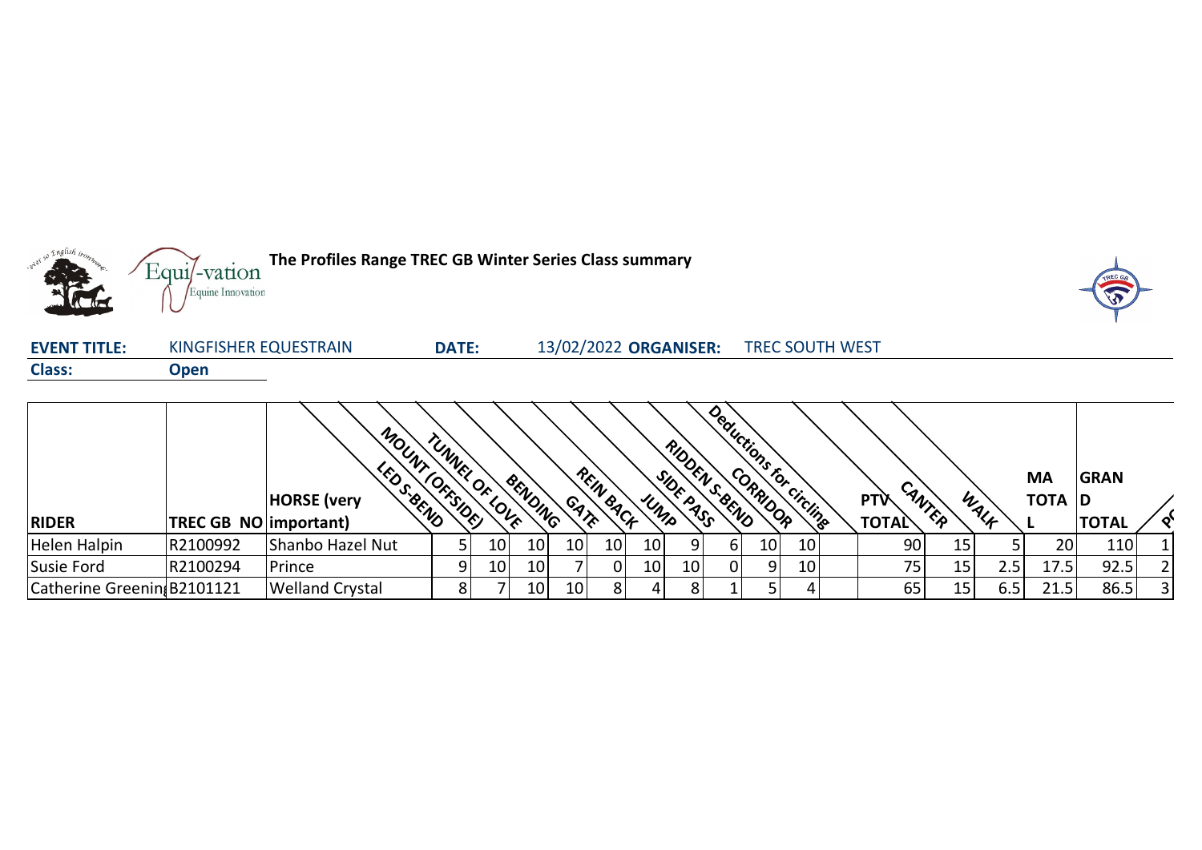# The Profiles Range TREC GB Winter Series Class summary

**EVENT TITLE:** KINGFISHER EQUESTRAIN **DATE:** 13/02/2022 **ORGANISER:** TREC SOUTH WEST

**Class:** **Open**

| RIDER | TREC GB NO | HORSE (very important) | LED S-BEND | MOUNT (OFFSIDE) | TUNNEL OF LOVE | BENDING | GATE | REIN BACK | JUMP | SIDE PASS | RIDDEN S-BEND | CORRIDOR | Deductions for circling | PTV TOTAL | CANTER | WALK | MA TOTAL | GRAND TOTAL | PO |
|---|---|---|---|---|---|---|---|---|---|---|---|---|---|---|---|---|---|---|---|
| Helen Halpin | R2100992 | Shanbo Hazel Nut | 5 | 10 | 10 | 10 | 10 | 10 | 9 | 6 | 10 | 10 | | 90 | 15 | 5 | 20 | 110 | 1 |
| Susie Ford | R2100294 | Prince | 9 | 10 | 10 | 7 | 0 | 10 | 10 | 0 | 9 | 10 | | 75 | 15 | 2.5 | 17.5 | 92.5 | 2 |
| Catherine Greening | B2101121 | Welland Crystal | 8 | 7 | 10 | 10 | 8 | 4 | 8 | 1 | 5 | 4 | | 65 | 15 | 6.5 | 21.5 | 86.5 | 3 |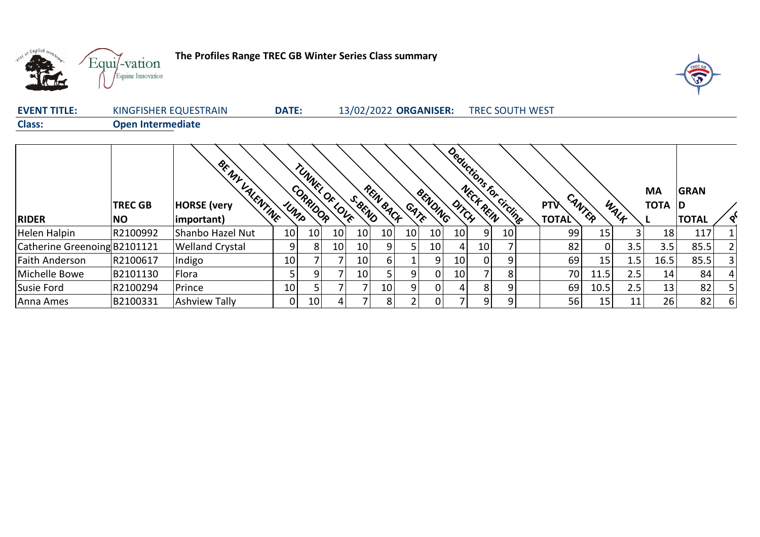**The Profiles Range TREC GB Winter Series Class summary**

**EVENT TITLE:** KINGFISHER EQUESTRAIN **DATE:** 13/02/2022 **ORGANISER:** TREC SOUTH WEST

**Class:** **Open Intermediate**

| RIDER | TREC GB NO | HORSE (very important) | BE MY VALENTINE JUMP | CORRIDOR | TUNNEL OF LOVE | S-BEND | REIN BACK | GATE | BENDING | DITCH | NECK REIN | Deductions for circling | PTV TOTAL | CANTER | WALK | MA TOTAL | GRAND TOTAL | PO |
|---|---|---|---|---|---|---|---|---|---|---|---|---|---|---|---|---|---|---|
| Helen Halpin | R2100992 | Shanbo Hazel Nut | 10 | 10 | 10 | 10 | 10 | 10 | 10 | 10 | 9 | 10 | 99 | 15 | 3 | 18 | 117 | 1 |
| Catherine Greenoing | B2101121 | Welland Crystal | 9 | 8 | 10 | 10 | 9 | 5 | 10 | 4 | 10 | 7 | 82 | 0 | 3.5 | 3.5 | 85.5 | 2 |
| Faith Anderson | R2100617 | Indigo | 10 | 7 | 7 | 10 | 6 | 1 | 9 | 10 | 0 | 9 | 69 | 15 | 1.5 | 16.5 | 85.5 | 3 |
| Michelle Bowe | B2101130 | Flora | 5 | 9 | 7 | 10 | 5 | 9 | 0 | 10 | 7 | 8 | 70 | 11.5 | 2.5 | 14 | 84 | 4 |
| Susie Ford | R2100294 | Prince | 10 | 5 | 7 | 7 | 10 | 9 | 0 | 4 | 8 | 9 | 69 | 10.5 | 2.5 | 13 | 82 | 5 |
| Anna Ames | B2100331 | Ashview Tally | 0 | 10 | 4 | 7 | 8 | 2 | 0 | 7 | 9 | 9 | 56 | 15 | 11 | 26 | 82 | 6 |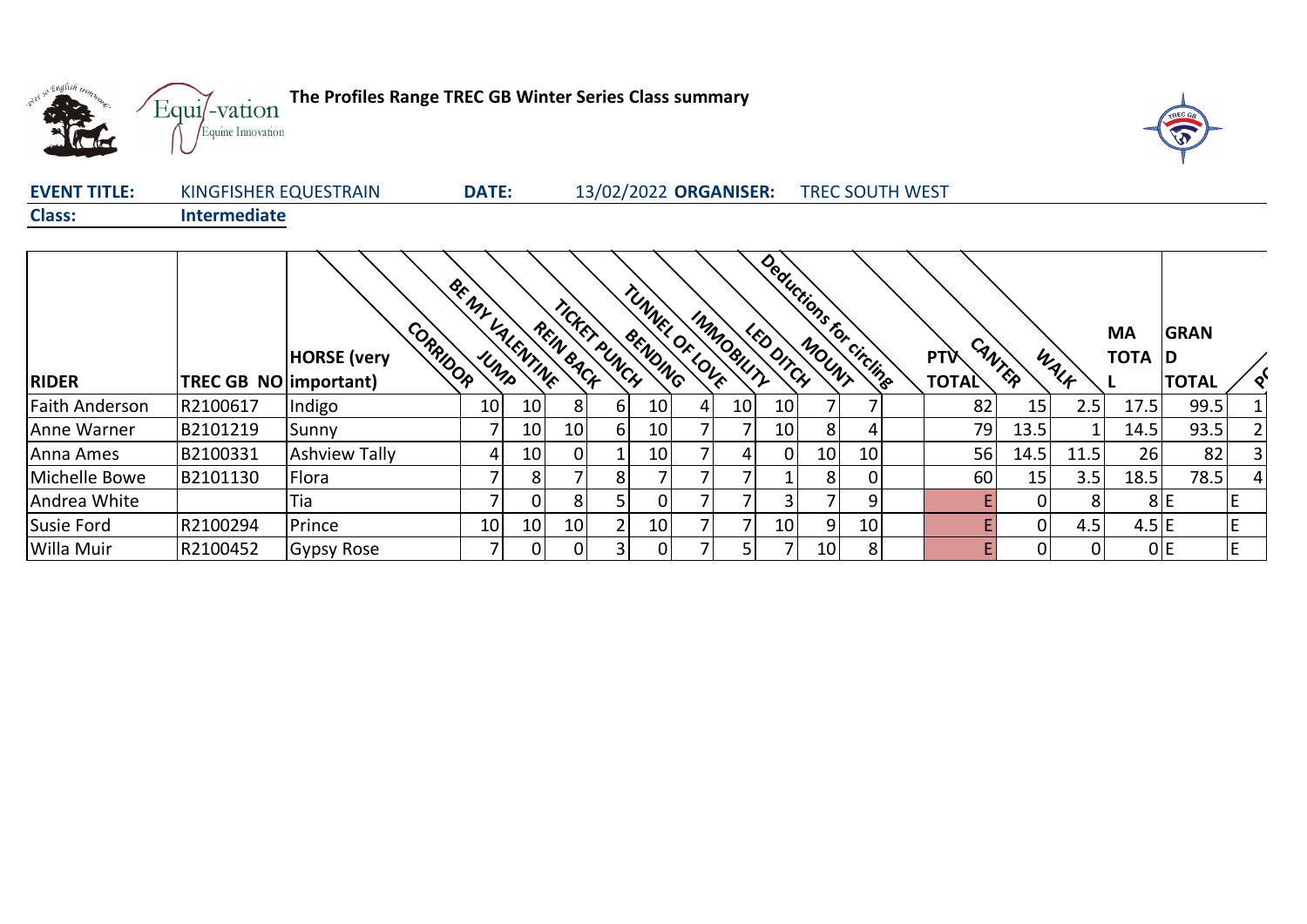**The Profiles Range TREC GB Winter Series Class summary**

**EVENT TITLE:** KINGFISHER EQUESTRAIN **DATE:** 13/02/2022 **ORGANISER:** TREC SOUTH WEST

**Class:** **Intermediate**

| RIDER | TREC GB NO | HORSE (very important) | CORRIDOR | JUMP | BE MY VALENTINE | REIN BACK | TICKET PUNCH | BENDING | TUNNEL OF LOVE | IMMOBILITY | LED DITCH | MOUNT | Deductions for circling | PTV TOTAL | CANTER | WALK | MA TOTAL | GRAND TOTAL | PO |
|---|---|---|---|---|---|---|---|---|---|---|---|---|---|---|---|---|---|---|---|
| Faith Anderson | R2100617 | Indigo | 10 | 10 | 8 | 6 | 10 | 4 | 10 | 10 | 7 | 7 | | 82 | 15 | 2.5 | 17.5 | 99.5 | 1 |
| Anne Warner | B2101219 | Sunny | 7 | 10 | 10 | 6 | 10 | 7 | 7 | 10 | 8 | 4 | | 79 | 13.5 | 1 | 14.5 | 93.5 | 2 |
| Anna Ames | B2100331 | Ashview Tally | 4 | 10 | 0 | 1 | 10 | 7 | 4 | 0 | 10 | 10 | | 56 | 14.5 | 11.5 | 26 | 82 | 3 |
| Michelle Bowe | B2101130 | Flora | 7 | 8 | 7 | 8 | 7 | 7 | 7 | 1 | 8 | 0 | | 60 | 15 | 3.5 | 18.5 | 78.5 | 4 |
| Andrea White | | Tia | 7 | 0 | 8 | 5 | 0 | 7 | 7 | 3 | 7 | 9 | | E | 0 | 8 | 8 | E | E |
| Susie Ford | R2100294 | Prince | 10 | 10 | 10 | 2 | 10 | 7 | 7 | 10 | 9 | 10 | | E | 0 | 4.5 | 4.5 | E | E |
| Willa Muir | R2100452 | Gypsy Rose | 7 | 0 | 0 | 3 | 0 | 7 | 5 | 7 | 10 | 8 | | E | 0 | 0 | 0 | E | E |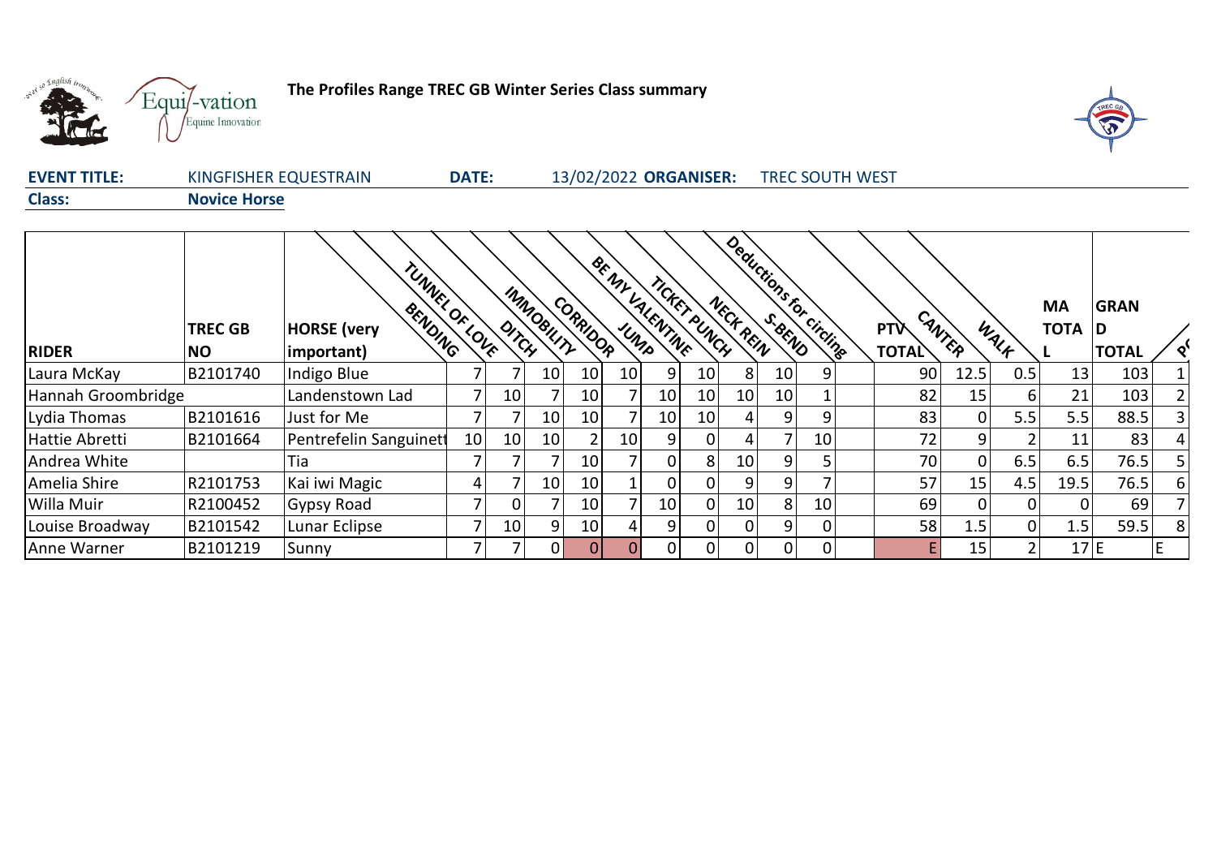**The Profiles Range TREC GB Winter Series Class summary**

**EVENT TITLE:** KINGFISHER EQUESTRAIN **DATE:** 13/02/2022 **ORGANISER:** TREC SOUTH WEST

**Class:** **Novice Horse**

| RIDER | TREC GB NO | HORSE (very important) | BENDING | TUNNEL OF LOVE | DITCH | IMMOBILITY | CORRIDOR | JUMP | BE MY VALENTINE | TICKET PUNCH | NECK REIN | S-BEND | Deductions for circling | PTV TOTAL | CANTER | WALK | MA TOTAL | GRAND TOTAL | P |
|---|---|---|---|---|---|---|---|---|---|---|---|---|---|---|---|---|---|---|---|
| Laura McKay | B2101740 | Indigo Blue | 7 | 7 | 10 | 10 | 10 | 9 | 10 | 8 | 10 | 9 | | 90 | 12.5 | 0.5 | 13 | 103 | 1 |
| Hannah Groombridge | | Landenstown Lad | 7 | 10 | 7 | 10 | 7 | 10 | 10 | 10 | 10 | 1 | | 82 | 15 | 6 | 21 | 103 | 2 |
| Lydia Thomas | B2101616 | Just for Me | 7 | 7 | 10 | 10 | 7 | 10 | 10 | 4 | 9 | 9 | | 83 | 0 | 5.5 | 5.5 | 88.5 | 3 |
| Hattie Abretti | B2101664 | Pentrefelin Sanguinett | 10 | 10 | 10 | 2 | 10 | 9 | 0 | 4 | 7 | 10 | | 72 | 9 | 2 | 11 | 83 | 4 |
| Andrea White | | Tia | 7 | 7 | 7 | 10 | 7 | 0 | 8 | 10 | 9 | 5 | | 70 | 0 | 6.5 | 6.5 | 76.5 | 5 |
| Amelia Shire | R2101753 | Kai iwi Magic | 4 | 7 | 10 | 10 | 1 | 0 | 0 | 9 | 9 | 7 | | 57 | 15 | 4.5 | 19.5 | 76.5 | 6 |
| Willa Muir | R2100452 | Gypsy Road | 7 | 0 | 7 | 10 | 7 | 10 | 0 | 10 | 8 | 10 | | 69 | 0 | 0 | 0 | 69 | 7 |
| Louise Broadway | B2101542 | Lunar Eclipse | 7 | 10 | 9 | 10 | 4 | 9 | 0 | 0 | 9 | 0 | | 58 | 1.5 | 0 | 1.5 | 59.5 | 8 |
| Anne Warner | B2101219 | Sunny | 7 | 7 | 0 | 0 | 0 | 0 | 0 | 0 | 0 | 0 | | E | 15 | 2 | 17 | E | E |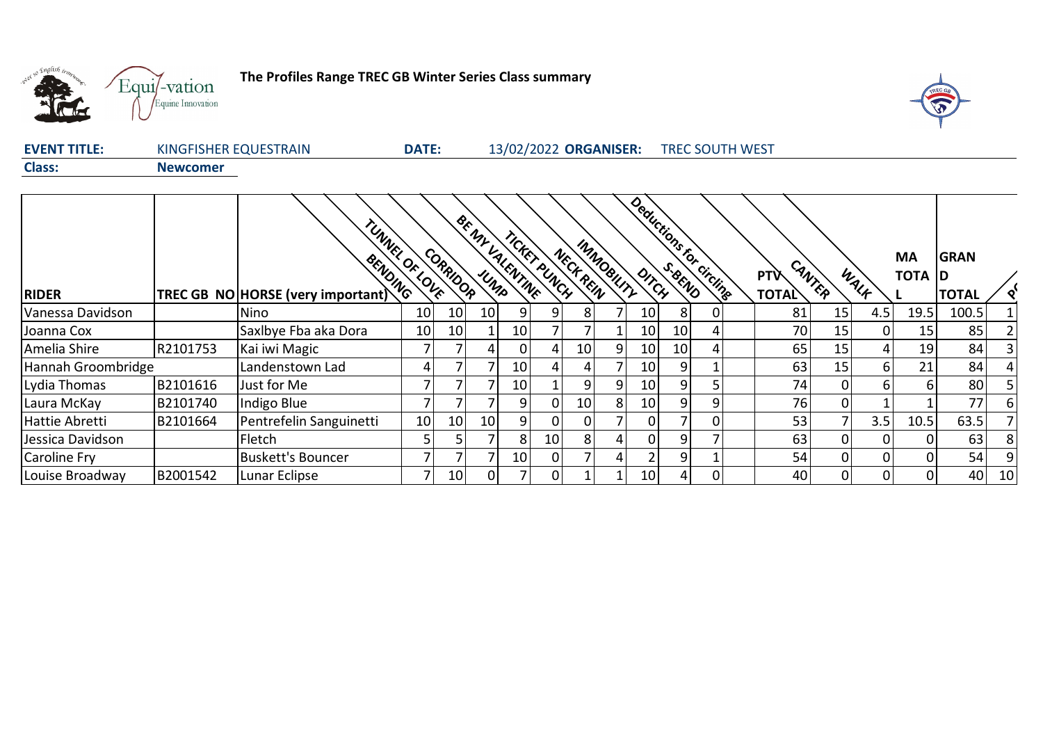**The Profiles Range TREC GB Winter Series Class summary**

**EVENT TITLE:** KINGFISHER EQUESTRAIN **DATE:** 13/02/2022 **ORGANISER:** TREC SOUTH WEST

**Class:** **Newcomer**

| RIDER | TREC GB NO | HORSE (very important) | BENDING | TUNNEL OF LOVE | CORRIDOR | JUMP | BE MY VALENTINE | TICKET PUNCH | NECK REIN | IMMOBILITY | DITCH | S-BEND | Deductions for circling | PTV TOTAL | CANTER | WALK | MA TOTAL | GRAND TOTAL | P |
|---|---|---|---|---|---|---|---|---|---|---|---|---|---|---|---|---|---|---|---|
| Vanessa Davidson | | Nino | 10 | 10 | 10 | 9 | 9 | 8 | 7 | 10 | 8 | 0 | | 81 | 15 | 4.5 | 19.5 | 100.5 | 1 |
| Joanna Cox | | Saxlbye Fba aka Dora | 10 | 10 | 1 | 10 | 7 | 7 | 1 | 10 | 10 | 4 | | 70 | 15 | 0 | 15 | 85 | 2 |
| Amelia Shire | R2101753 | Kai iwi Magic | 7 | 7 | 4 | 0 | 4 | 10 | 9 | 10 | 10 | 4 | | 65 | 15 | 4 | 19 | 84 | 3 |
| Hannah Groombridge | | Landenstown Lad | 4 | 7 | 7 | 10 | 4 | 4 | 7 | 10 | 9 | 1 | | 63 | 15 | 6 | 21 | 84 | 4 |
| Lydia Thomas | B2101616 | Just for Me | 7 | 7 | 7 | 10 | 1 | 9 | 9 | 10 | 9 | 5 | | 74 | 0 | 6 | 6 | 80 | 5 |
| Laura McKay | B2101740 | Indigo Blue | 7 | 7 | 7 | 9 | 0 | 10 | 8 | 10 | 9 | 9 | | 76 | 0 | 1 | 1 | 77 | 6 |
| Hattie Abretti | B2101664 | Pentrefelin Sanguinetti | 10 | 10 | 10 | 9 | 0 | 0 | 7 | 0 | 7 | 0 | | 53 | 7 | 3.5 | 10.5 | 63.5 | 7 |
| Jessica Davidson | | Fletch | 5 | 5 | 7 | 8 | 10 | 8 | 4 | 0 | 9 | 7 | | 63 | 0 | 0 | 0 | 63 | 8 |
| Caroline Fry | | Buskett's Bouncer | 7 | 7 | 7 | 10 | 0 | 7 | 4 | 2 | 9 | 1 | | 54 | 0 | 0 | 0 | 54 | 9 |
| Louise Broadway | B2001542 | Lunar Eclipse | 7 | 10 | 0 | 7 | 0 | 1 | 1 | 10 | 4 | 0 | | 40 | 0 | 0 | 0 | 40 | 10 |